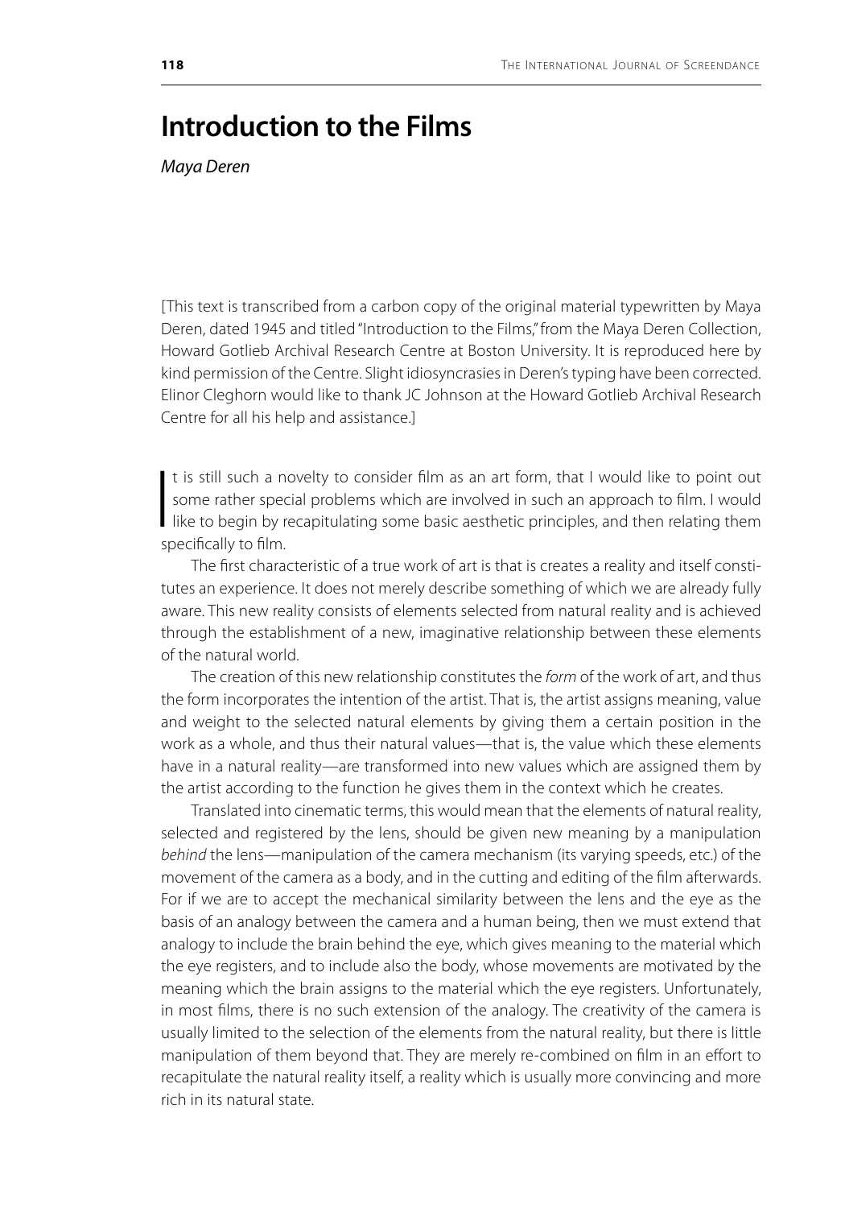# Introduction to the Films

*Maya Deren*

[This text is transcribed from a carbon copy of the original material typewritten by Maya Deren, dated 1945 and titled "Introduction to the Films," from the Maya Deren Collection, Howard Gotlieb Archival Research Centre at Boston University. It is reproduced here by kind permission of the Centre. Slight idiosyncrasies in Deren's typing have been corrected. Elinor Cleghorn would like to thank JC Johnson at the Howard Gotlieb Archival Research Centre for all his help and assistance.]

It is still such a novelty to consider film as an art form, that I would like to point out some rather special problems which are involved in such an approach to film. I would like to begin by recapitulating some basic aesthetic principles, and then relating them specifically to film.

The first characteristic of a true work of art is that is creates a reality and itself constitutes an experience. It does not merely describe something of which we are already fully aware. This new reality consists of elements selected from natural reality and is achieved through the establishment of a new, imaginative relationship between these elements of the natural world.

The creation of this new relationship constitutes the *form* of the work of art, and thus the form incorporates the intention of the artist. That is, the artist assigns meaning, value and weight to the selected natural elements by giving them a certain position in the work as a whole, and thus their natural values—that is, the value which these elements have in a natural reality—are transformed into new values which are assigned them by the artist according to the function he gives them in the context which he creates.

Translated into cinematic terms, this would mean that the elements of natural reality, selected and registered by the lens, should be given new meaning by a manipulation *behind* the lens—manipulation of the camera mechanism (its varying speeds, etc.) of the movement of the camera as a body, and in the cutting and editing of the film afterwards. For if we are to accept the mechanical similarity between the lens and the eye as the basis of an analogy between the camera and a human being, then we must extend that analogy to include the brain behind the eye, which gives meaning to the material which the eye registers, and to include also the body, whose movements are motivated by the meaning which the brain assigns to the material which the eye registers. Unfortunately, in most films, there is no such extension of the analogy. The creativity of the camera is usually limited to the selection of the elements from the natural reality, but there is little manipulation of them beyond that. They are merely re-combined on film in an effort to recapitulate the natural reality itself, a reality which is usually more convincing and more rich in its natural state.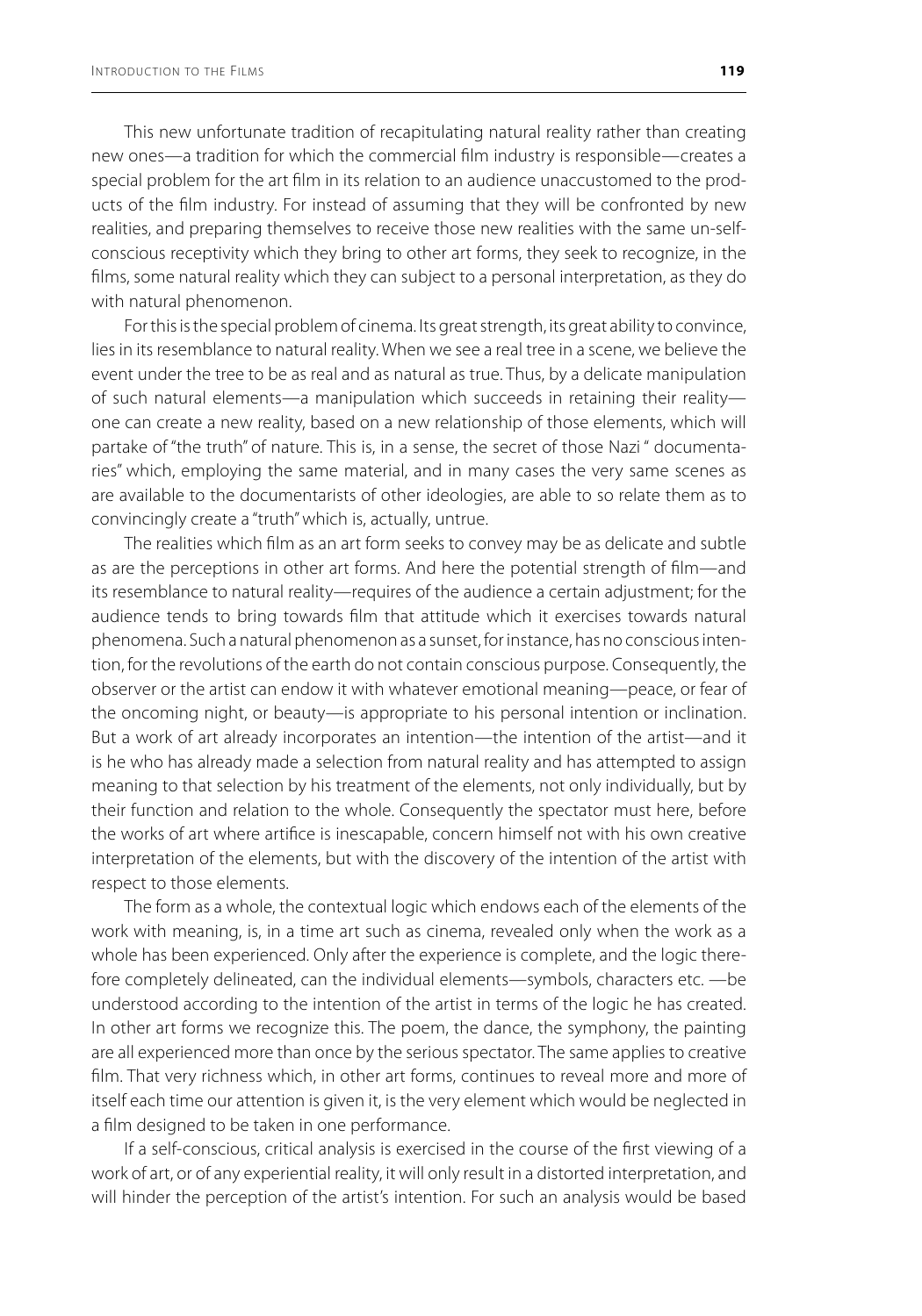This new unfortunate tradition of recapitulating natural reality rather than creating new ones—a tradition for which the commercial film industry is responsible—creates a special problem for the art film in its relation to an audience unaccustomed to the products of the film industry. For instead of assuming that they will be confronted by new realities, and preparing themselves to receive those new realities with the same un-self-conscious receptivity which they bring to other art forms, they seek to recognize, in the films, some natural reality which they can subject to a personal interpretation, as they do with natural phenomenon.

For this is the special problem of cinema. Its great strength, its great ability to convince, lies in its resemblance to natural reality. When we see a real tree in a scene, we believe the event under the tree to be as real and as natural as true. Thus, by a delicate manipulation of such natural elements—a manipulation which succeeds in retaining their reality—one can create a new reality, based on a new relationship of those elements, which will partake of "the truth" of nature. This is, in a sense, the secret of those Nazi " documentaries" which, employing the same material, and in many cases the very same scenes as are available to the documentarists of other ideologies, are able to so relate them as to convincingly create a "truth" which is, actually, untrue.

The realities which film as an art form seeks to convey may be as delicate and subtle as are the perceptions in other art forms. And here the potential strength of film—and its resemblance to natural reality—requires of the audience a certain adjustment; for the audience tends to bring towards film that attitude which it exercises towards natural phenomena. Such a natural phenomenon as a sunset, for instance, has no conscious intention, for the revolutions of the earth do not contain conscious purpose. Consequently, the observer or the artist can endow it with whatever emotional meaning—peace, or fear of the oncoming night, or beauty—is appropriate to his personal intention or inclination. But a work of art already incorporates an intention—the intention of the artist—and it is he who has already made a selection from natural reality and has attempted to assign meaning to that selection by his treatment of the elements, not only individually, but by their function and relation to the whole. Consequently the spectator must here, before the works of art where artifice is inescapable, concern himself not with his own creative interpretation of the elements, but with the discovery of the intention of the artist with respect to those elements.

The form as a whole, the contextual logic which endows each of the elements of the work with meaning, is, in a time art such as cinema, revealed only when the work as a whole has been experienced. Only after the experience is complete, and the logic therefore completely delineated, can the individual elements—symbols, characters etc. —be understood according to the intention of the artist in terms of the logic he has created. In other art forms we recognize this. The poem, the dance, the symphony, the painting are all experienced more than once by the serious spectator. The same applies to creative film. That very richness which, in other art forms, continues to reveal more and more of itself each time our attention is given it, is the very element which would be neglected in a film designed to be taken in one performance.

If a self-conscious, critical analysis is exercised in the course of the first viewing of a work of art, or of any experiential reality, it will only result in a distorted interpretation, and will hinder the perception of the artist's intention. For such an analysis would be based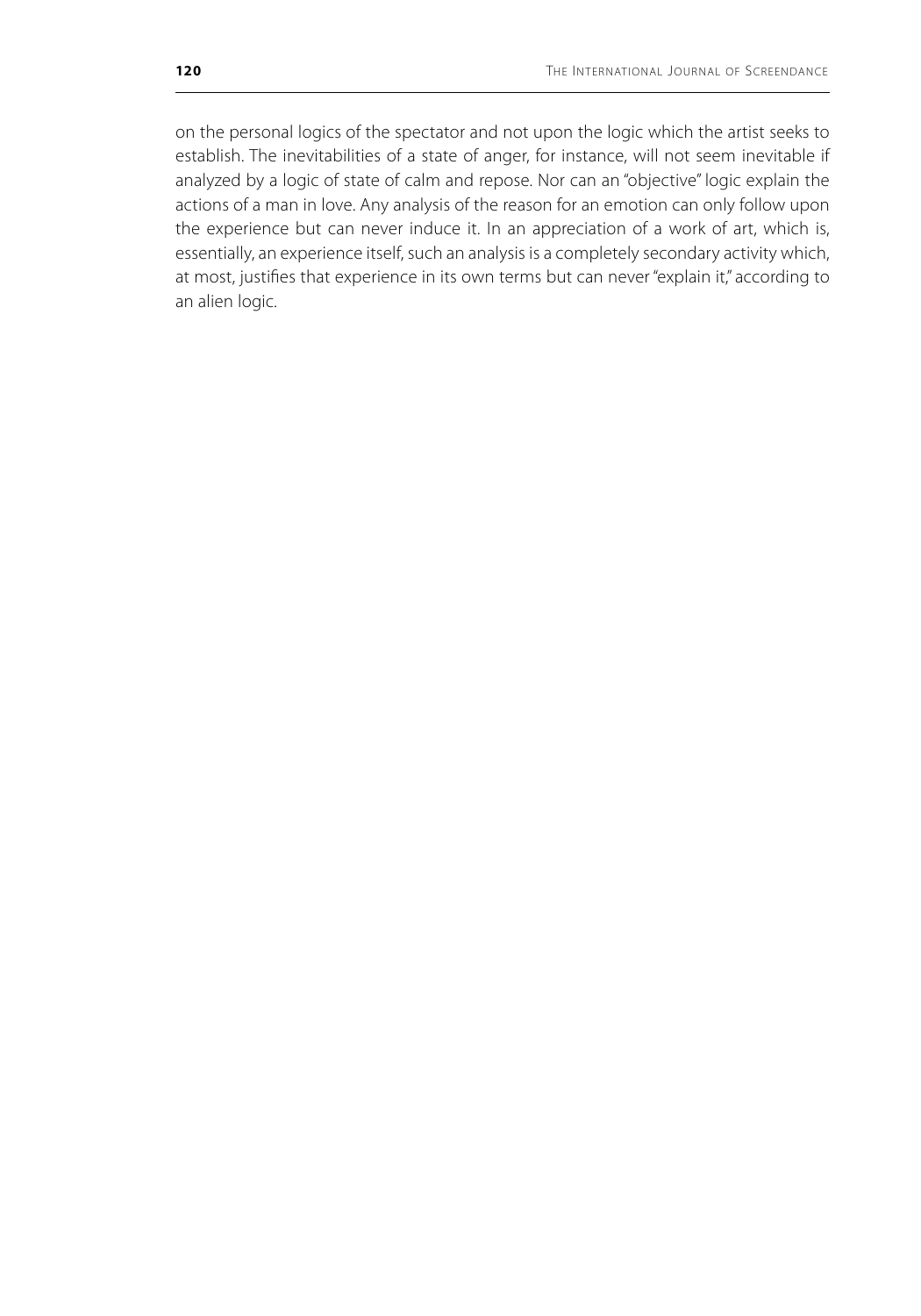on the personal logics of the spectator and not upon the logic which the artist seeks to establish. The inevitabilities of a state of anger, for instance, will not seem inevitable if analyzed by a logic of state of calm and repose. Nor can an "objective" logic explain the actions of a man in love. Any analysis of the reason for an emotion can only follow upon the experience but can never induce it. In an appreciation of a work of art, which is, essentially, an experience itself, such an analysis is a completely secondary activity which, at most, justifies that experience in its own terms but can never "explain it," according to an alien logic.